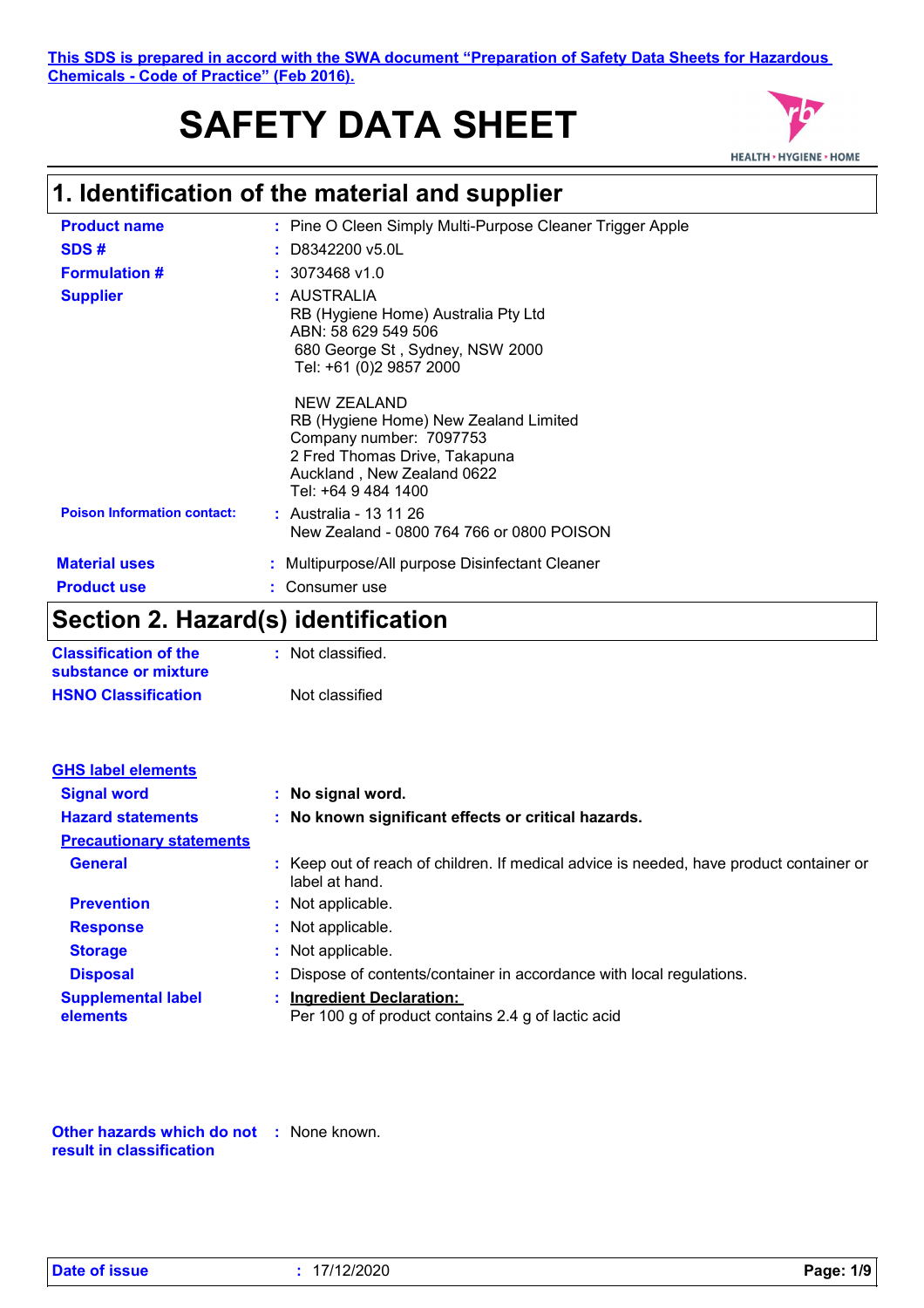This SDS is prepared in accord with the SWA document "Preparation of Safety Data Sheets for Hazardous Chemicals - Code of Practice" (Feb 2016).

# SAFETY DATA SHEET

HEALTH • HYGIENE • HOME

## 1. Identification of the material and supplier

| | |
|---|---|
| **Product name** | : Pine O Cleen Simply Multi-Purpose Cleaner Trigger Apple |
| **SDS #** | : D8342200 v5.0L |
| **Formulation #** | : 3073468 v1.0 |
| **Supplier** | : AUSTRALIA<br>RB (Hygiene Home) Australia Pty Ltd<br>ABN: 58 629 549 506<br>680 George St , Sydney, NSW 2000<br>Tel: +61 (0)2 9857 2000<br><br>NEW ZEALAND<br>RB (Hygiene Home) New Zealand Limited<br>Company number: 7097753<br>2 Fred Thomas Drive, Takapuna<br>Auckland , New Zealand 0622<br>Tel: +64 9 484 1400 |
| **Poison Information contact:** | : Australia - 13 11 26<br>New Zealand - 0800 764 766 or 0800 POISON |
| **Material uses** | : Multipurpose/All purpose Disinfectant Cleaner |
| **Product use** | : Consumer use |

## Section 2. Hazard(s) identification

| | |
|---|---|
| **Classification of the substance or mixture** | : Not classified. |
| **HSNO Classification** | Not classified |

**GHS label elements**

| | |
|---|---|
| **Signal word** | : **No signal word.** |
| **Hazard statements** | : **No known significant effects or critical hazards.** |

**Precautionary statements**

| | |
|---|---|
| **General** | : Keep out of reach of children. If medical advice is needed, have product container or label at hand. |
| **Prevention** | : Not applicable. |
| **Response** | : Not applicable. |
| **Storage** | : Not applicable. |
| **Disposal** | : Dispose of contents/container in accordance with local regulations. |
| **Supplemental label elements** | : **Ingredient Declaration:**<br>Per 100 g of product contains 2.4 g of lactic acid |

| | |
|---|---|
| **Other hazards which do not result in classification** | : None known. |

**Date of issue** : 17/12/2020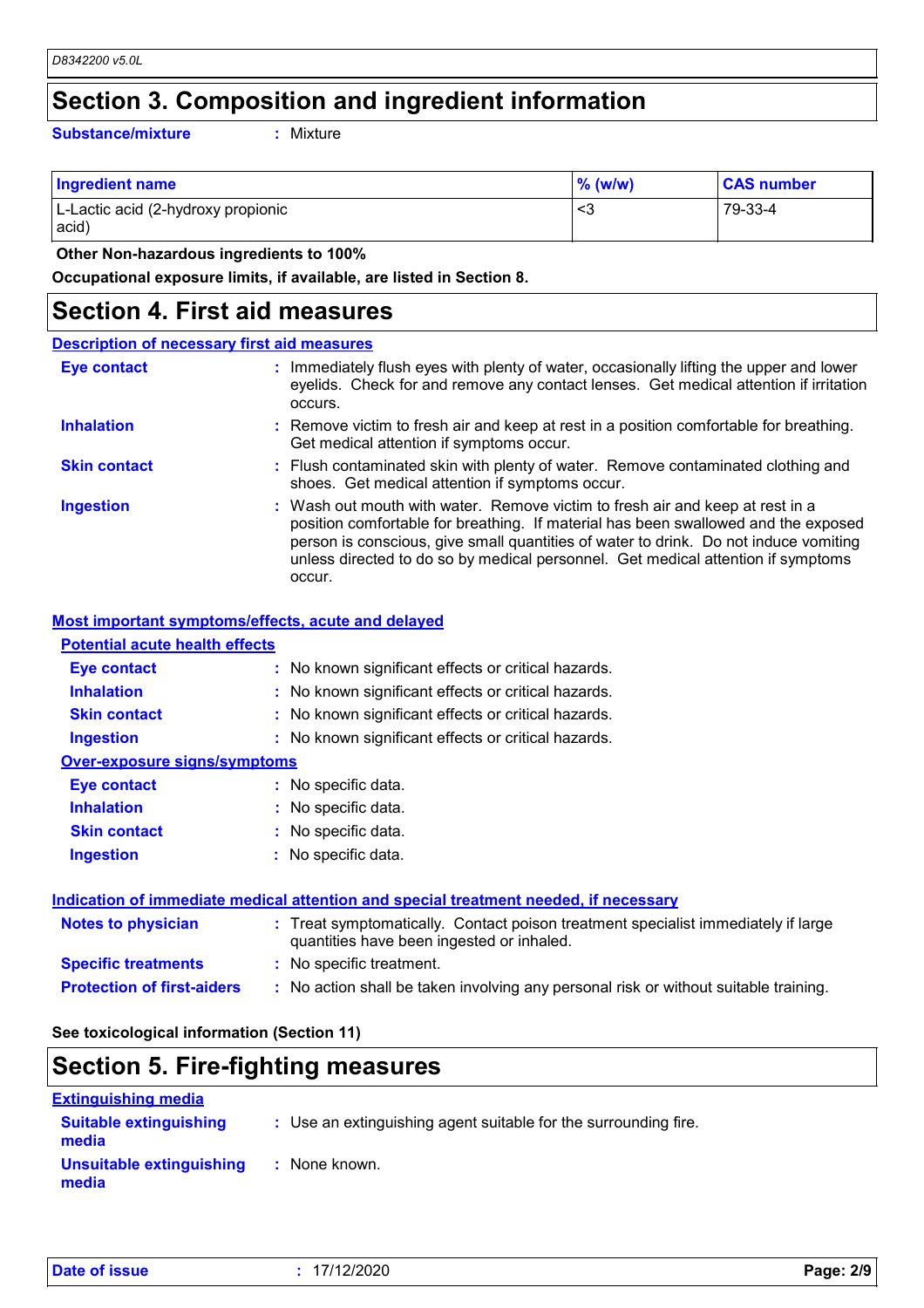## Section 3. Composition and ingredient information

**Substance/mixture** : Mixture

| Ingredient name | % (w/w) | CAS number |
|---|---|---|
| L-Lactic acid (2-hydroxy propionic acid) | <3 | 79-33-4 |

**Other Non-hazardous ingredients to 100%**

**Occupational exposure limits, if available, are listed in Section 8.**

## Section 4. First aid measures

### Description of necessary first aid measures

**Eye contact** : Immediately flush eyes with plenty of water, occasionally lifting the upper and lower eyelids. Check for and remove any contact lenses. Get medical attention if irritation occurs.

**Inhalation** : Remove victim to fresh air and keep at rest in a position comfortable for breathing. Get medical attention if symptoms occur.

**Skin contact** : Flush contaminated skin with plenty of water. Remove contaminated clothing and shoes. Get medical attention if symptoms occur.

**Ingestion** : Wash out mouth with water. Remove victim to fresh air and keep at rest in a position comfortable for breathing. If material has been swallowed and the exposed person is conscious, give small quantities of water to drink. Do not induce vomiting unless directed to do so by medical personnel. Get medical attention if symptoms occur.

### Most important symptoms/effects, acute and delayed

**Potential acute health effects**

**Eye contact** : No known significant effects or critical hazards.

**Inhalation** : No known significant effects or critical hazards.

**Skin contact** : No known significant effects or critical hazards.

**Ingestion** : No known significant effects or critical hazards.

**Over-exposure signs/symptoms**

**Eye contact** : No specific data.

**Inhalation** : No specific data.

**Skin contact** : No specific data.

**Ingestion** : No specific data.

### Indication of immediate medical attention and special treatment needed, if necessary

**Notes to physician** : Treat symptomatically. Contact poison treatment specialist immediately if large quantities have been ingested or inhaled.

**Specific treatments** : No specific treatment.

**Protection of first-aiders** : No action shall be taken involving any personal risk or without suitable training.

**See toxicological information (Section 11)**

## Section 5. Fire-fighting measures

### Extinguishing media

**Suitable extinguishing media** : Use an extinguishing agent suitable for the surrounding fire.

**Unsuitable extinguishing media** : None known.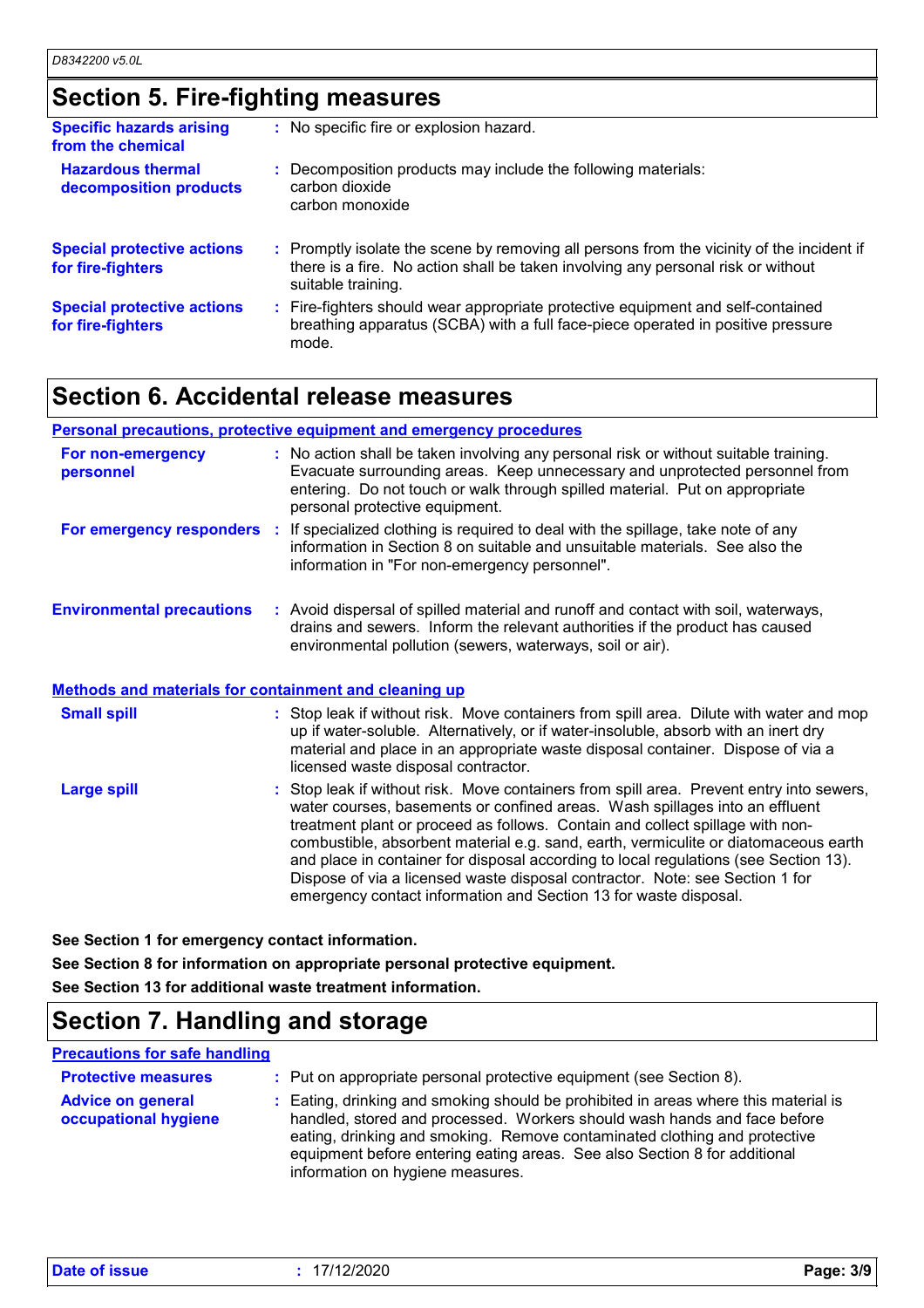## Section 5. Fire-fighting measures

| | |
|---|---|
| **Specific hazards arising from the chemical** | : No specific fire or explosion hazard. |
| **Hazardous thermal decomposition products** | : Decomposition products may include the following materials:<br>carbon dioxide<br>carbon monoxide |
| **Special protective actions for fire-fighters** | : Promptly isolate the scene by removing all persons from the vicinity of the incident if there is a fire. No action shall be taken involving any personal risk or without suitable training. |
| **Special protective actions for fire-fighters** | : Fire-fighters should wear appropriate protective equipment and self-contained breathing apparatus (SCBA) with a full face-piece operated in positive pressure mode. |

## Section 6. Accidental release measures

**Personal precautions, protective equipment and emergency procedures**

| | |
|---|---|
| **For non-emergency personnel** | : No action shall be taken involving any personal risk or without suitable training. Evacuate surrounding areas. Keep unnecessary and unprotected personnel from entering. Do not touch or walk through spilled material. Put on appropriate personal protective equipment. |
| **For emergency responders** | : If specialized clothing is required to deal with the spillage, take note of any information in Section 8 on suitable and unsuitable materials. See also the information in "For non-emergency personnel". |
| **Environmental precautions** | : Avoid dispersal of spilled material and runoff and contact with soil, waterways, drains and sewers. Inform the relevant authorities if the product has caused environmental pollution (sewers, waterways, soil or air). |

**Methods and materials for containment and cleaning up**

| | |
|---|---|
| **Small spill** | : Stop leak if without risk. Move containers from spill area. Dilute with water and mop up if water-soluble. Alternatively, or if water-insoluble, absorb with an inert dry material and place in an appropriate waste disposal container. Dispose of via a licensed waste disposal contractor. |
| **Large spill** | : Stop leak if without risk. Move containers from spill area. Prevent entry into sewers, water courses, basements or confined areas. Wash spillages into an effluent treatment plant or proceed as follows. Contain and collect spillage with non-combustible, absorbent material e.g. sand, earth, vermiculite or diatomaceous earth and place in container for disposal according to local regulations (see Section 13). Dispose of via a licensed waste disposal contractor. Note: see Section 1 for emergency contact information and Section 13 for waste disposal. |

**See Section 1 for emergency contact information.**

**See Section 8 for information on appropriate personal protective equipment.**

**See Section 13 for additional waste treatment information.**

## Section 7. Handling and storage

**Precautions for safe handling**

| | |
|---|---|
| **Protective measures** | : Put on appropriate personal protective equipment (see Section 8). |
| **Advice on general occupational hygiene** | : Eating, drinking and smoking should be prohibited in areas where this material is handled, stored and processed. Workers should wash hands and face before eating, drinking and smoking. Remove contaminated clothing and protective equipment before entering eating areas. See also Section 8 for additional information on hygiene measures. |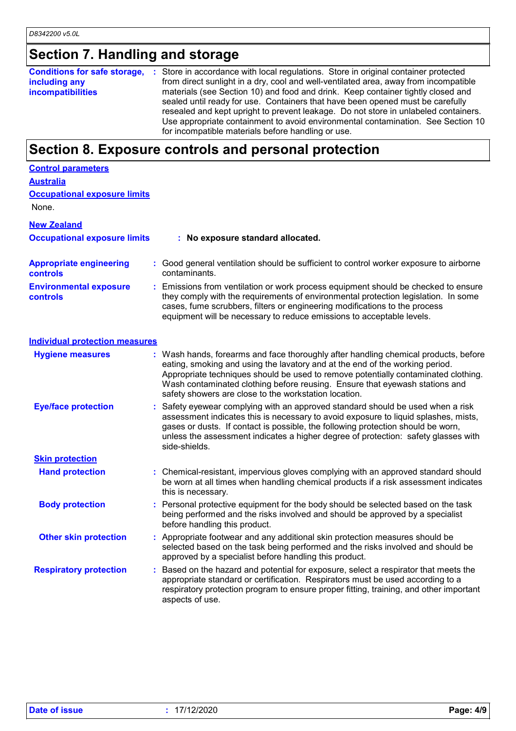## Section 7. Handling and storage

**Conditions for safe storage, including any incompatibilities** : Store in accordance with local regulations. Store in original container protected from direct sunlight in a dry, cool and well-ventilated area, away from incompatible materials (see Section 10) and food and drink. Keep container tightly closed and sealed until ready for use. Containers that have been opened must be carefully resealed and kept upright to prevent leakage. Do not store in unlabeled containers. Use appropriate containment to avoid environmental contamination. See Section 10 for incompatible materials before handling or use.

## Section 8. Exposure controls and personal protection

**Control parameters**

**Australia**

**Occupational exposure limits**

None.

**New Zealand**

**Occupational exposure limits** : **No exposure standard allocated.**

**Appropriate engineering controls** : Good general ventilation should be sufficient to control worker exposure to airborne contaminants.

**Environmental exposure controls** : Emissions from ventilation or work process equipment should be checked to ensure they comply with the requirements of environmental protection legislation. In some cases, fume scrubbers, filters or engineering modifications to the process equipment will be necessary to reduce emissions to acceptable levels.

**Individual protection measures**

**Hygiene measures** : Wash hands, forearms and face thoroughly after handling chemical products, before eating, smoking and using the lavatory and at the end of the working period. Appropriate techniques should be used to remove potentially contaminated clothing. Wash contaminated clothing before reusing. Ensure that eyewash stations and safety showers are close to the workstation location.

**Eye/face protection** : Safety eyewear complying with an approved standard should be used when a risk assessment indicates this is necessary to avoid exposure to liquid splashes, mists, gases or dusts. If contact is possible, the following protection should be worn, unless the assessment indicates a higher degree of protection: safety glasses with side-shields.

**Skin protection**

**Hand protection** : Chemical-resistant, impervious gloves complying with an approved standard should be worn at all times when handling chemical products if a risk assessment indicates this is necessary.

**Body protection** : Personal protective equipment for the body should be selected based on the task being performed and the risks involved and should be approved by a specialist before handling this product.

**Other skin protection** : Appropriate footwear and any additional skin protection measures should be selected based on the task being performed and the risks involved and should be approved by a specialist before handling this product.

**Respiratory protection** : Based on the hazard and potential for exposure, select a respirator that meets the appropriate standard or certification. Respirators must be used according to a respiratory protection program to ensure proper fitting, training, and other important aspects of use.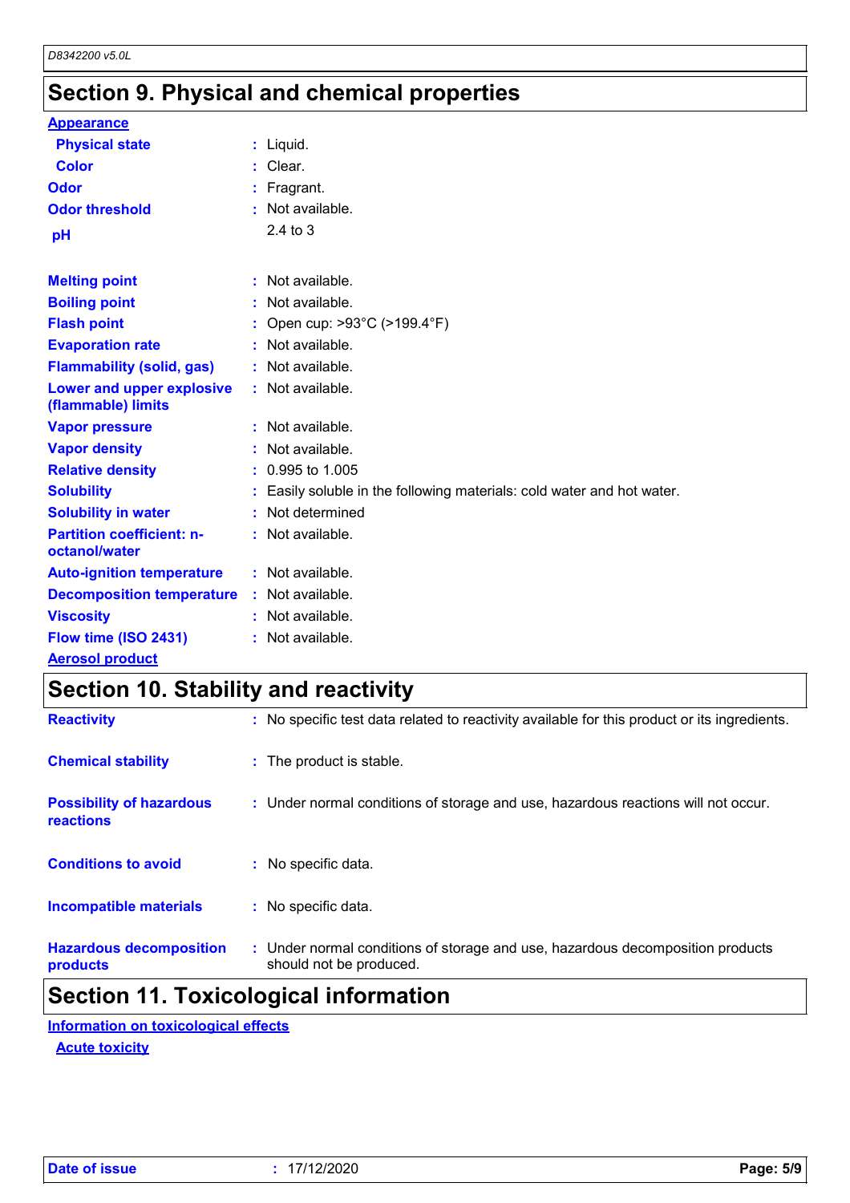## Section 9. Physical and chemical properties

**Appearance**

| | | |
|---|---|---|
| **Physical state** | : | Liquid. |
| **Color** | : | Clear. |
| **Odor** | : | Fragrant. |
| **Odor threshold** | : | Not available. |
| **pH** | | 2.4 to 3 |
| **Melting point** | : | Not available. |
| **Boiling point** | : | Not available. |
| **Flash point** | : | Open cup: >93°C (>199.4°F) |
| **Evaporation rate** | : | Not available. |
| **Flammability (solid, gas)** | : | Not available. |
| **Lower and upper explosive (flammable) limits** | : | Not available. |
| **Vapor pressure** | : | Not available. |
| **Vapor density** | : | Not available. |
| **Relative density** | : | 0.995 to 1.005 |
| **Solubility** | : | Easily soluble in the following materials: cold water and hot water. |
| **Solubility in water** | : | Not determined |
| **Partition coefficient: n-octanol/water** | : | Not available. |
| **Auto-ignition temperature** | : | Not available. |
| **Decomposition temperature** | : | Not available. |
| **Viscosity** | : | Not available. |
| **Flow time (ISO 2431)** | : | Not available. |

**Aerosol product**

## Section 10. Stability and reactivity

| | | |
|---|---|---|
| **Reactivity** | : | No specific test data related to reactivity available for this product or its ingredients. |
| **Chemical stability** | : | The product is stable. |
| **Possibility of hazardous reactions** | : | Under normal conditions of storage and use, hazardous reactions will not occur. |
| **Conditions to avoid** | : | No specific data. |
| **Incompatible materials** | : | No specific data. |
| **Hazardous decomposition products** | : | Under normal conditions of storage and use, hazardous decomposition products should not be produced. |

## Section 11. Toxicological information

**Information on toxicological effects**

**Acute toxicity**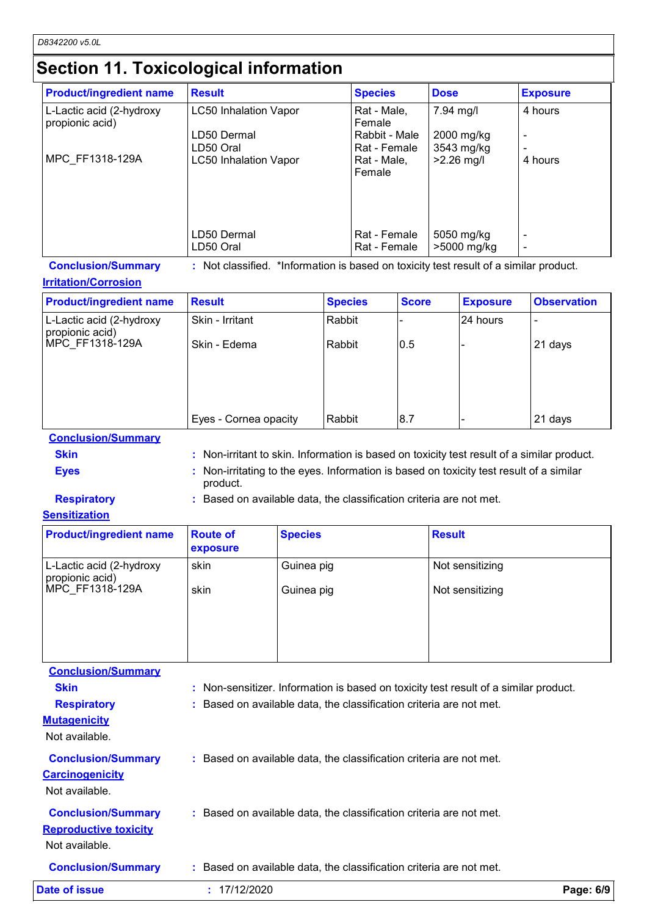# Section 11. Toxicological information

| Product/ingredient name | Result | Species | Dose | Exposure |
|---|---|---|---|---|
| L-Lactic acid (2-hydroxy propionic acid) | LC50 Inhalation Vapor | Rat - Male, Female | 7.94 mg/l | 4 hours |
| | LD50 Dermal | Rabbit - Male | 2000 mg/kg | - |
| | LD50 Oral | Rat - Female | 3543 mg/kg | - |
| MPC_FF1318-129A | LC50 Inhalation Vapor | Rat - Male, Female | >2.26 mg/l | 4 hours |
| | LD50 Dermal | Rat - Female | 5050 mg/kg | - |
| | LD50 Oral | Rat - Female | >5000 mg/kg | - |

**Conclusion/Summary** : Not classified. *Information is based on toxicity test result of a similar product.

**Irritation/Corrosion**

| Product/ingredient name | Result | Species | Score | Exposure | Observation |
|---|---|---|---|---|---|
| L-Lactic acid (2-hydroxy propionic acid) | Skin - Irritant | Rabbit | - | 24 hours | - |
| MPC_FF1318-129A | Skin - Edema | Rabbit | 0.5 | - | 21 days |
| | Eyes - Cornea opacity | Rabbit | 8.7 | - | 21 days |

**Conclusion/Summary**

**Skin** : Non-irritant to skin. Information is based on toxicity test result of a similar product.

**Eyes** : Non-irritating to the eyes. Information is based on toxicity test result of a similar product.

**Respiratory** : Based on available data, the classification criteria are not met.

**Sensitization**

| Product/ingredient name | Route of exposure | Species | Result |
|---|---|---|---|
| L-Lactic acid (2-hydroxy propionic acid) | skin | Guinea pig | Not sensitizing |
| MPC_FF1318-129A | skin | Guinea pig | Not sensitizing |

**Conclusion/Summary**

**Skin** : Non-sensitizer. Information is based on toxicity test result of a similar product.

**Respiratory** : Based on available data, the classification criteria are not met.

**Mutagenicity**

Not available.

**Conclusion/Summary** : Based on available data, the classification criteria are not met.

**Carcinogenicity**

Not available.

**Conclusion/Summary** : Based on available data, the classification criteria are not met.

**Reproductive toxicity**

Not available.

**Conclusion/Summary** : Based on available data, the classification criteria are not met.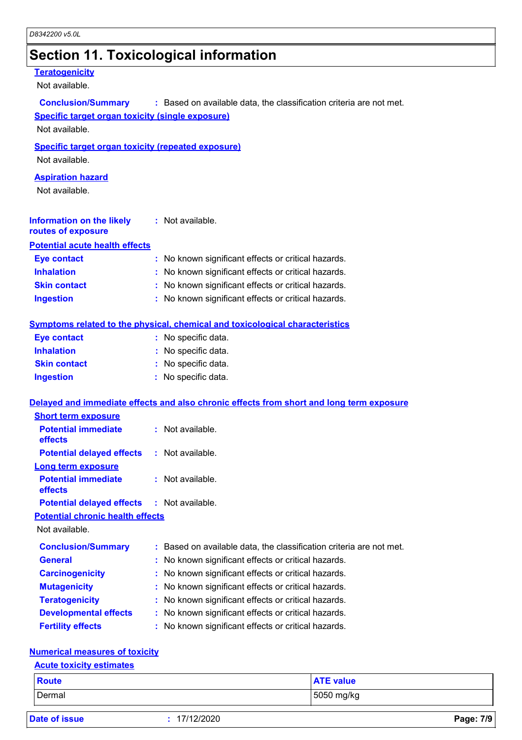# Section 11. Toxicological information

### Teratogenicity

Not available.

**Conclusion/Summary** : Based on available data, the classification criteria are not met.

### Specific target organ toxicity (single exposure)

Not available.

### Specific target organ toxicity (repeated exposure)

Not available.

### Aspiration hazard

Not available.

**Information on the likely routes of exposure** : Not available.

### Potential acute health effects

**Eye contact** : No known significant effects or critical hazards.
**Inhalation** : No known significant effects or critical hazards.
**Skin contact** : No known significant effects or critical hazards.
**Ingestion** : No known significant effects or critical hazards.

### Symptoms related to the physical, chemical and toxicological characteristics

**Eye contact** : No specific data.
**Inhalation** : No specific data.
**Skin contact** : No specific data.
**Ingestion** : No specific data.

### Delayed and immediate effects and also chronic effects from short and long term exposure

#### Short term exposure

**Potential immediate effects** : Not available.
**Potential delayed effects** : Not available.

#### Long term exposure

**Potential immediate effects** : Not available.
**Potential delayed effects** : Not available.

#### Potential chronic health effects

Not available.

**Conclusion/Summary** : Based on available data, the classification criteria are not met.
**General** : No known significant effects or critical hazards.
**Carcinogenicity** : No known significant effects or critical hazards.
**Mutagenicity** : No known significant effects or critical hazards.
**Teratogenicity** : No known significant effects or critical hazards.
**Developmental effects** : No known significant effects or critical hazards.
**Fertility effects** : No known significant effects or critical hazards.

### Numerical measures of toxicity

#### Acute toxicity estimates

| Route | ATE value |
|---|---|
| Dermal | 5050 mg/kg |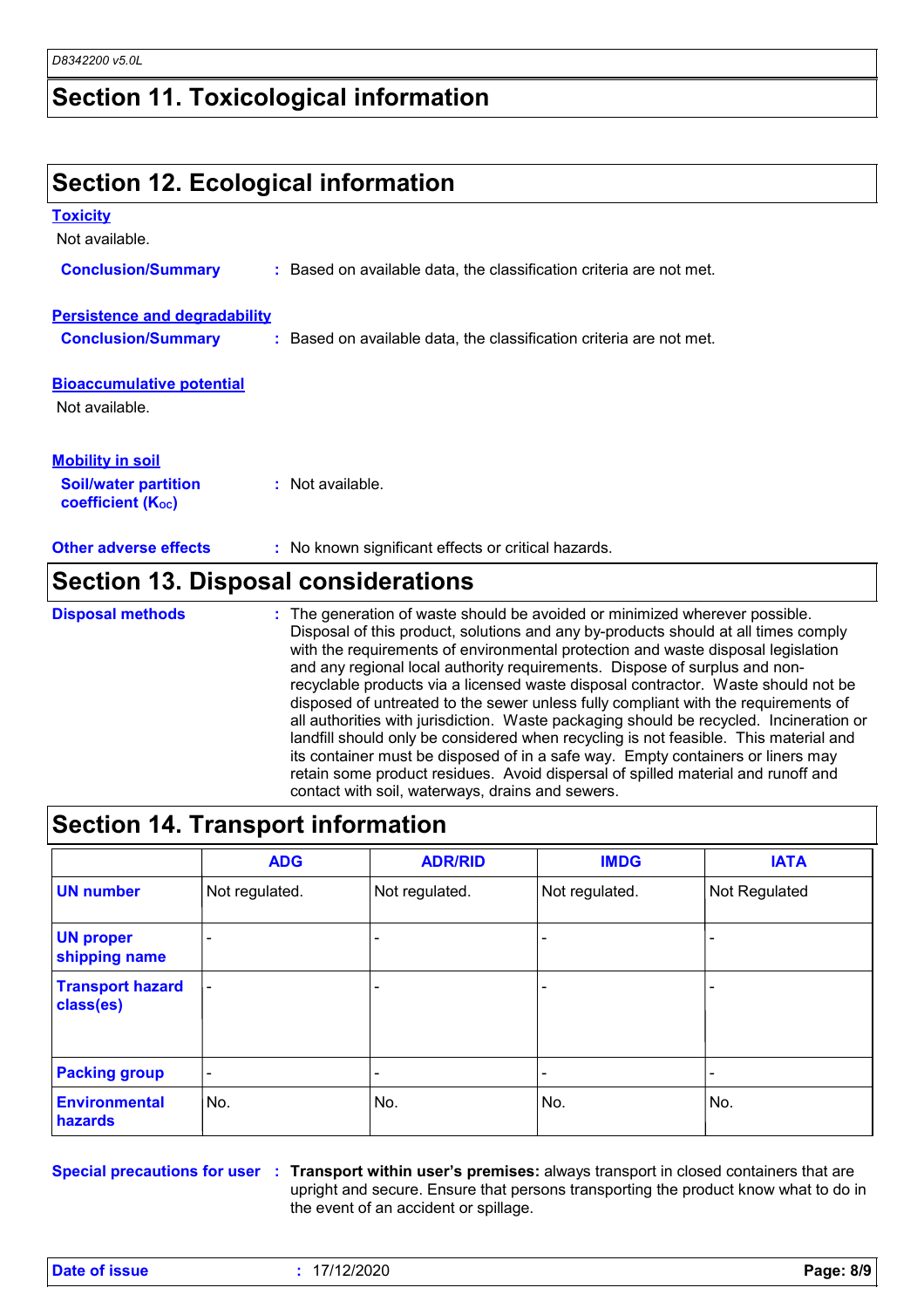## Section 11. Toxicological information

## Section 12. Ecological information

### Toxicity

Not available.

**Conclusion/Summary** : Based on available data, the classification criteria are not met.

### Persistence and degradability

**Conclusion/Summary** : Based on available data, the classification criteria are not met.

### Bioaccumulative potential

Not available.

### Mobility in soil

**Soil/water partition coefficient ($K_{OC}$)** : Not available.

**Other adverse effects** : No known significant effects or critical hazards.

## Section 13. Disposal considerations

**Disposal methods** : The generation of waste should be avoided or minimized wherever possible. Disposal of this product, solutions and any by-products should at all times comply with the requirements of environmental protection and waste disposal legislation and any regional local authority requirements. Dispose of surplus and non-recyclable products via a licensed waste disposal contractor. Waste should not be disposed of untreated to the sewer unless fully compliant with the requirements of all authorities with jurisdiction. Waste packaging should be recycled. Incineration or landfill should only be considered when recycling is not feasible. This material and its container must be disposed of in a safe way. Empty containers or liners may retain some product residues. Avoid dispersal of spilled material and runoff and contact with soil, waterways, drains and sewers.

## Section 14. Transport information

| | ADG | ADR/RID | IMDG | IATA |
|---|---|---|---|---|
| **UN number** | Not regulated. | Not regulated. | Not regulated. | Not Regulated |
| **UN proper shipping name** | - | - | - | - |
| **Transport hazard class(es)** | - | - | - | - |
| **Packing group** | - | - | - | - |
| **Environmental hazards** | No. | No. | No. | No. |

**Special precautions for user** : **Transport within user's premises:** always transport in closed containers that are upright and secure. Ensure that persons transporting the product know what to do in the event of an accident or spillage.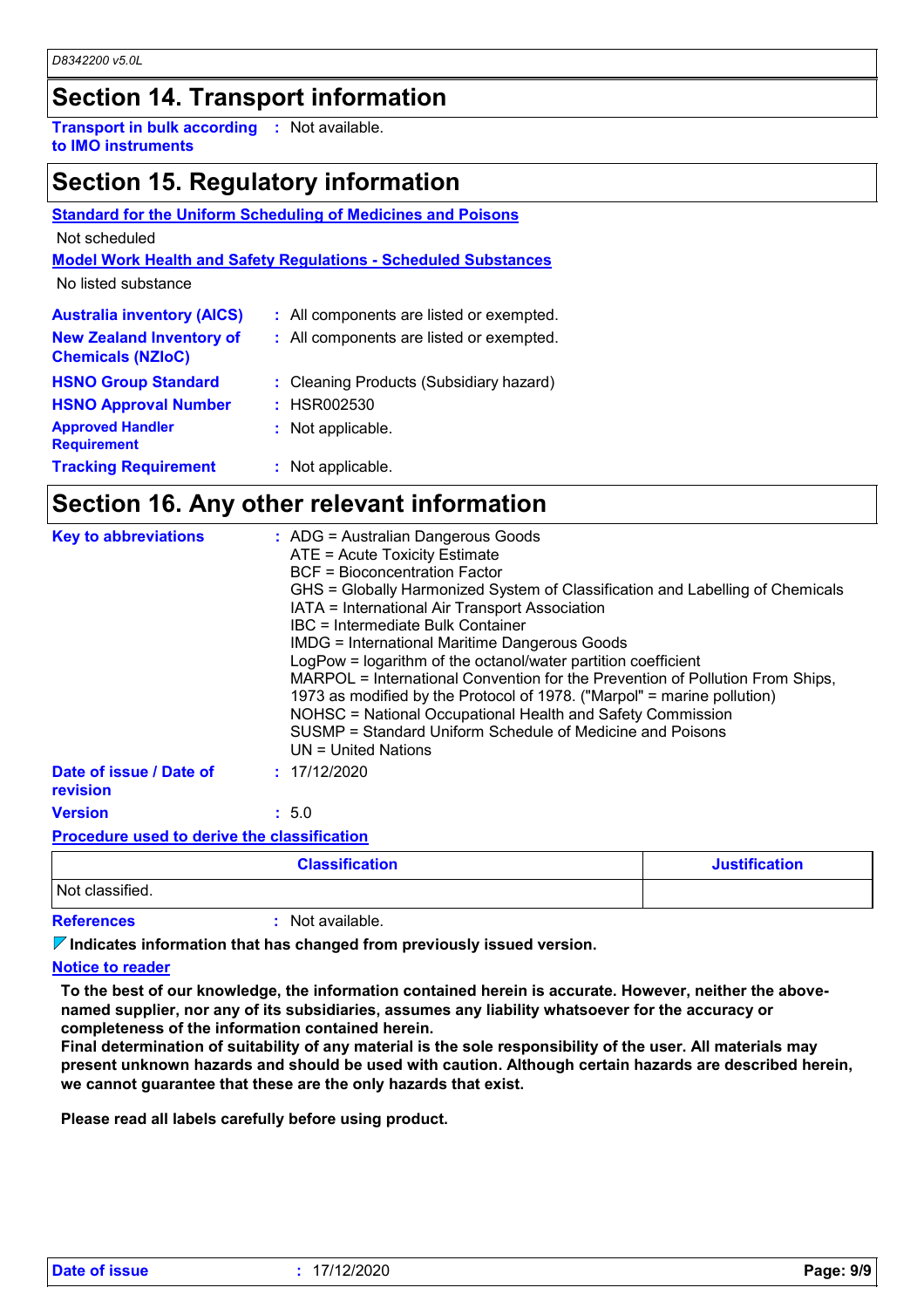## Section 14. Transport information

**Transport in bulk according to IMO instruments** : Not available.

## Section 15. Regulatory information

**Standard for the Uniform Scheduling of Medicines and Poisons**

Not scheduled

**Model Work Health and Safety Regulations - Scheduled Substances**

No listed substance

**Australia inventory (AICS)** : All components are listed or exempted.

**New Zealand Inventory of Chemicals (NZIoC)** : All components are listed or exempted.

**HSNO Group Standard** : Cleaning Products (Subsidiary hazard)

**HSNO Approval Number** : HSR002530

**Approved Handler Requirement** : Not applicable.

**Tracking Requirement** : Not applicable.

## Section 16. Any other relevant information

**Key to abbreviations** :
ADG = Australian Dangerous Goods
ATE = Acute Toxicity Estimate
BCF = Bioconcentration Factor
GHS = Globally Harmonized System of Classification and Labelling of Chemicals
IATA = International Air Transport Association
IBC = Intermediate Bulk Container
IMDG = International Maritime Dangerous Goods
LogPow = logarithm of the octanol/water partition coefficient
MARPOL = International Convention for the Prevention of Pollution From Ships, 1973 as modified by the Protocol of 1978. ("Marpol" = marine pollution)
NOHSC = National Occupational Health and Safety Commission
SUSMP = Standard Uniform Schedule of Medicine and Poisons
UN = United Nations

**Date of issue / Date of revision** : 17/12/2020

**Version** : 5.0

**Procedure used to derive the classification**

| Classification | Justification |
|---|---|
| Not classified. | |

**References** : Not available.

**Indicates information that has changed from previously issued version.**

**Notice to reader**

**To the best of our knowledge, the information contained herein is accurate. However, neither the above-named supplier, nor any of its subsidiaries, assumes any liability whatsoever for the accuracy or completeness of the information contained herein.**
**Final determination of suitability of any material is the sole responsibility of the user. All materials may present unknown hazards and should be used with caution. Although certain hazards are described herein, we cannot guarantee that these are the only hazards that exist.**

**Please read all labels carefully before using product.**